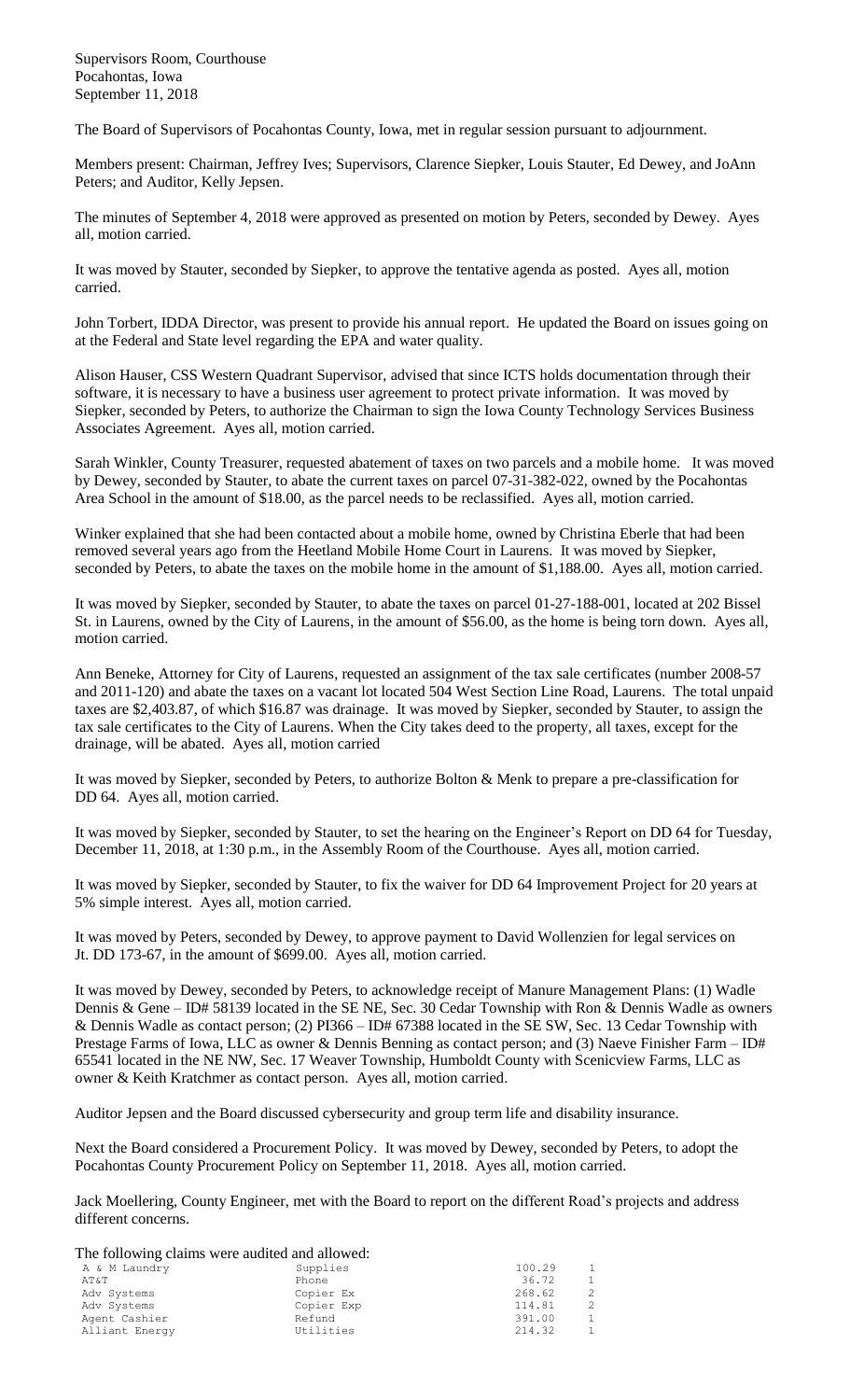Supervisors Room, Courthouse
Pocahontas, Iowa
September 11, 2018

The Board of Supervisors of Pocahontas County, Iowa, met in regular session pursuant to adjournment.

Members present: Chairman, Jeffrey Ives; Supervisors, Clarence Siepker, Louis Stauter, Ed Dewey, and JoAnn Peters; and Auditor, Kelly Jepsen.

The minutes of September 4, 2018 were approved as presented on motion by Peters, seconded by Dewey. Ayes all, motion carried.

It was moved by Stauter, seconded by Siepker, to approve the tentative agenda as posted. Ayes all, motion carried.

John Torbert, IDDA Director, was present to provide his annual report. He updated the Board on issues going on at the Federal and State level regarding the EPA and water quality.

Alison Hauser, CSS Western Quadrant Supervisor, advised that since ICTS holds documentation through their software, it is necessary to have a business user agreement to protect private information. It was moved by Siepker, seconded by Peters, to authorize the Chairman to sign the Iowa County Technology Services Business Associates Agreement. Ayes all, motion carried.

Sarah Winkler, County Treasurer, requested abatement of taxes on two parcels and a mobile home. It was moved by Dewey, seconded by Stauter, to abate the current taxes on parcel 07-31-382-022, owned by the Pocahontas Area School in the amount of $18.00, as the parcel needs to be reclassified. Ayes all, motion carried.

Winker explained that she had been contacted about a mobile home, owned by Christina Eberle that had been removed several years ago from the Heetland Mobile Home Court in Laurens. It was moved by Siepker, seconded by Peters, to abate the taxes on the mobile home in the amount of $1,188.00. Ayes all, motion carried.

It was moved by Siepker, seconded by Stauter, to abate the taxes on parcel 01-27-188-001, located at 202 Bissel St. in Laurens, owned by the City of Laurens, in the amount of $56.00, as the home is being torn down. Ayes all, motion carried.

Ann Beneke, Attorney for City of Laurens, requested an assignment of the tax sale certificates (number 2008-57 and 2011-120) and abate the taxes on a vacant lot located 504 West Section Line Road, Laurens. The total unpaid taxes are $2,403.87, of which $16.87 was drainage. It was moved by Siepker, seconded by Stauter, to assign the tax sale certificates to the City of Laurens. When the City takes deed to the property, all taxes, except for the drainage, will be abated. Ayes all, motion carried

It was moved by Siepker, seconded by Peters, to authorize Bolton & Menk to prepare a pre-classification for DD 64. Ayes all, motion carried.

It was moved by Siepker, seconded by Stauter, to set the hearing on the Engineer's Report on DD 64 for Tuesday, December 11, 2018, at 1:30 p.m., in the Assembly Room of the Courthouse. Ayes all, motion carried.

It was moved by Siepker, seconded by Stauter, to fix the waiver for DD 64 Improvement Project for 20 years at 5% simple interest. Ayes all, motion carried.

It was moved by Peters, seconded by Dewey, to approve payment to David Wollenzien for legal services on Jt. DD 173-67, in the amount of $699.00. Ayes all, motion carried.

It was moved by Dewey, seconded by Peters, to acknowledge receipt of Manure Management Plans: (1) Wadle Dennis & Gene – ID# 58139 located in the SE NE, Sec. 30 Cedar Township with Ron & Dennis Wadle as owners & Dennis Wadle as contact person; (2) PI366 – ID# 67388 located in the SE SW, Sec. 13 Cedar Township with Prestage Farms of Iowa, LLC as owner & Dennis Benning as contact person; and (3) Naeve Finisher Farm – ID# 65541 located in the NE NW, Sec. 17 Weaver Township, Humboldt County with Scenicview Farms, LLC as owner & Keith Kratchmer as contact person. Ayes all, motion carried.

Auditor Jepsen and the Board discussed cybersecurity and group term life and disability insurance.

Next the Board considered a Procurement Policy. It was moved by Dewey, seconded by Peters, to adopt the Pocahontas County Procurement Policy on September 11, 2018. Ayes all, motion carried.

Jack Moellering, County Engineer, met with the Board to report on the different Road's projects and address different concerns.

The following claims were audited and allowed:

| | | | |
|---|---|---|---|
| A & M Laundry | Supplies | 100.29 | 1 |
| AT&T | Phone | 36.72 | 1 |
| Adv Systems | Copier Ex | 268.62 | 2 |
| Adv Systems | Copier Exp | 114.81 | 2 |
| Agent Cashier | Refund | 391.00 | 1 |
| Alliant Energy | Utilities | 214.32 | 1 |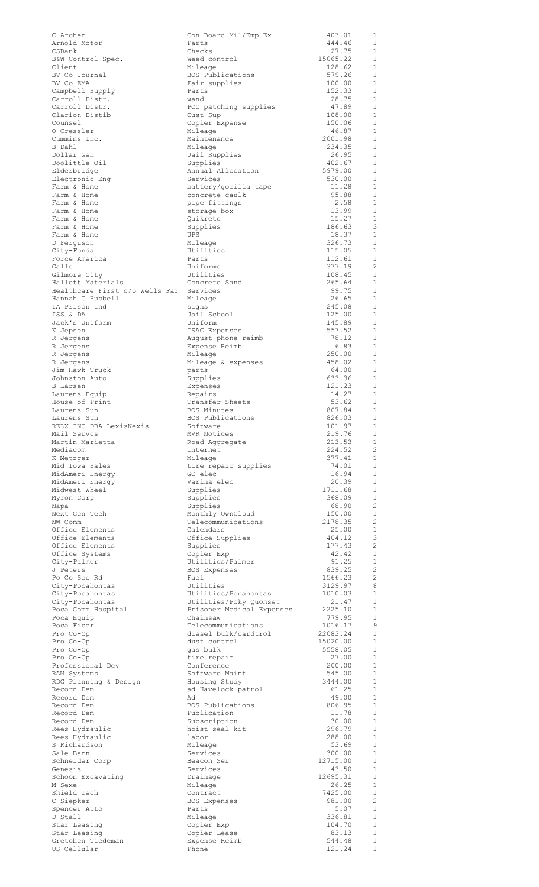| | | | |
|---|---|---|---|
| C Archer | Con Board Mil/Emp Ex | 403.01 | 1 |
| Arnold Motor | Parts | 444.46 | 1 |
| CSBank | Checks | 27.75 | 1 |
| B&W Control Spec. | Weed control | 15065.22 | 1 |
| Client | Mileage | 128.62 | 1 |
| BV Co Journal | BOS Publications | 579.26 | 1 |
| BV Co EMA | Fair supplies | 100.00 | 1 |
| Campbell Supply | Parts | 152.33 | 1 |
| Carroll Distr. | wand | 28.75 | 1 |
| Carroll Distr. | PCC patching supplies | 47.89 | 1 |
| Clarion Distib | Cust Sup | 108.00 | 1 |
| Counsel | Copier Expense | 150.06 | 1 |
| O Cressler | Mileage | 46.87 | 1 |
| Cummins Inc. | Maintenance | 2001.98 | 1 |
| B Dahl | Mileage | 234.35 | 1 |
| Dollar Gen | Jail Supplies | 26.95 | 1 |
| Doolittle Oil | Supplies | 402.67 | 1 |
| Elderbridge | Annual Allocation | 5979.00 | 1 |
| Electronic Eng | Services | 530.00 | 1 |
| Farm & Home | battery/gorilla tape | 11.28 | 1 |
| Farm & Home | concrete caulk | 95.88 | 1 |
| Farm & Home | pipe fittings | 2.58 | 1 |
| Farm & Home | storage box | 13.99 | 1 |
| Farm & Home | Quikrete | 15.27 | 1 |
| Farm & Home | Supplies | 186.63 | 3 |
| Farm & Home | UPS | 18.37 | 1 |
| D Ferguson | Mileage | 326.73 | 1 |
| City-Fonda | Utilities | 115.05 | 1 |
| Force America | Parts | 112.61 | 1 |
| Galls | Uniforms | 377.19 | 2 |
| Gilmore City | Utilities | 108.45 | 1 |
| Hallett Materials | Concrete Sand | 265.64 | 1 |
| Healthcare First c/o Wells Far | Services | 99.75 | 1 |
| Hannah G Hubbell | Mileage | 26.65 | 1 |
| IA Prison Ind | signs | 245.08 | 1 |
| ISS & DA | Jail School | 125.00 | 1 |
| Jack's Uniform | Uniform | 145.89 | 1 |
| K Jepsen | ISAC Expenses | 553.52 | 1 |
| R Jergens | August phone reimb | 78.12 | 1 |
| R Jergens | Expense Reimb | 6.83 | 1 |
| R Jergens | Mileage | 250.00 | 1 |
| R Jergens | Mileage & expenses | 458.02 | 1 |
| Jim Hawk Truck | parts | 64.00 | 1 |
| Johnston Auto | Supplies | 633.36 | 1 |
| B Larsen | Expenses | 121.23 | 1 |
| Laurens Equip | Repairs | 14.27 | 1 |
| House of Print | Transfer Sheets | 53.62 | 1 |
| Laurens Sun | BOS Minutes | 807.84 | 1 |
| Laurens Sun | BOS Publications | 826.03 | 1 |
| RELX INC DBA LexisNexis | Software | 101.97 | 1 |
| Mail Servcs | MVR Notices | 219.76 | 1 |
| Martin Marietta | Road Aggregate | 213.53 | 1 |
| Mediacom | Internet | 224.52 | 2 |
| K Metzger | Mileage | 377.41 | 1 |
| Mid Iowa Sales | tire repair supplies | 74.01 | 1 |
| MidAmeri Energy | GC elec | 16.94 | 1 |
| MidAmeri Energy | Varina elec | 20.39 | 1 |
| Midwest Wheel | Supplies | 1711.68 | 1 |
| Myron Corp | Supplies | 368.09 | 1 |
| Napa | Supplies | 68.90 | 2 |
| Next Gen Tech | Monthly OwnCloud | 150.00 | 1 |
| NW Comm | Telecommunications | 2178.35 | 2 |
| Office Elements | Calendars | 25.00 | 1 |
| Office Elements | Office Supplies | 404.12 | 3 |
| Office Elements | Supplies | 177.43 | 2 |
| Office Systems | Copier Exp | 42.42 | 1 |
| City-Palmer | Utilities/Palmer | 91.25 | 1 |
| J Peters | BOS Expenses | 839.25 | 2 |
| Po Co Sec Rd | Fuel | 1566.23 | 2 |
| City-Pocahontas | Utilities | 3129.97 | 8 |
| City-Pocahontas | Utilities/Pocahontas | 1010.03 | 1 |
| City-Pocahontas | Utilities/Poky Quonset | 21.47 | 1 |
| Poca Comm Hospital | Prisoner Medical Expenses | 2225.10 | 1 |
| Poca Equip | Chainsaw | 779.95 | 1 |
| Poca Fiber | Telecommunications | 1016.17 | 9 |
| Pro Co-Op | diesel bulk/cardtrol | 22083.24 | 1 |
| Pro Co-Op | dust control | 15020.00 | 1 |
| Pro Co-Op | gas bulk | 5558.05 | 1 |
| Pro Co-Op | tire repair | 27.00 | 1 |
| Professional Dev | Conference | 200.00 | 1 |
| RAM Systems | Software Maint | 545.00 | 1 |
| RDG Planning & Design | Housing Study | 3444.00 | 1 |
| Record Dem | ad Havelock patrol | 61.25 | 1 |
| Record Dem | Ad | 49.00 | 1 |
| Record Dem | BOS Publications | 806.95 | 1 |
| Record Dem | Publication | 11.78 | 1 |
| Record Dem | Subscription | 30.00 | 1 |
| Rees Hydraulic | hoist seal kit | 296.79 | 1 |
| Rees Hydraulic | labor | 288.00 | 1 |
| S Richardson | Mileage | 53.69 | 1 |
| Sale Barn | Services | 300.00 | 1 |
| Schneider Corp | Beacon Ser | 12715.00 | 1 |
| Genesis | Services | 43.50 | 1 |
| Schoon Excavating | Drainage | 12695.31 | 1 |
| M Sexe | Mileage | 26.25 | 1 |
| Shield Tech | Contract | 7425.00 | 1 |
| C Siepker | BOS Expenses | 981.00 | 2 |
| Spencer Auto | Parts | 5.07 | 1 |
| D Stall | Mileage | 336.81 | 1 |
| Star Leasing | Copier Exp | 104.70 | 1 |
| Star Leasing | Copier Lease | 83.13 | 1 |
| Gretchen Tiedeman | Expense Reimb | 544.48 | 1 |
| US Cellular | Phone | 121.24 | 1 |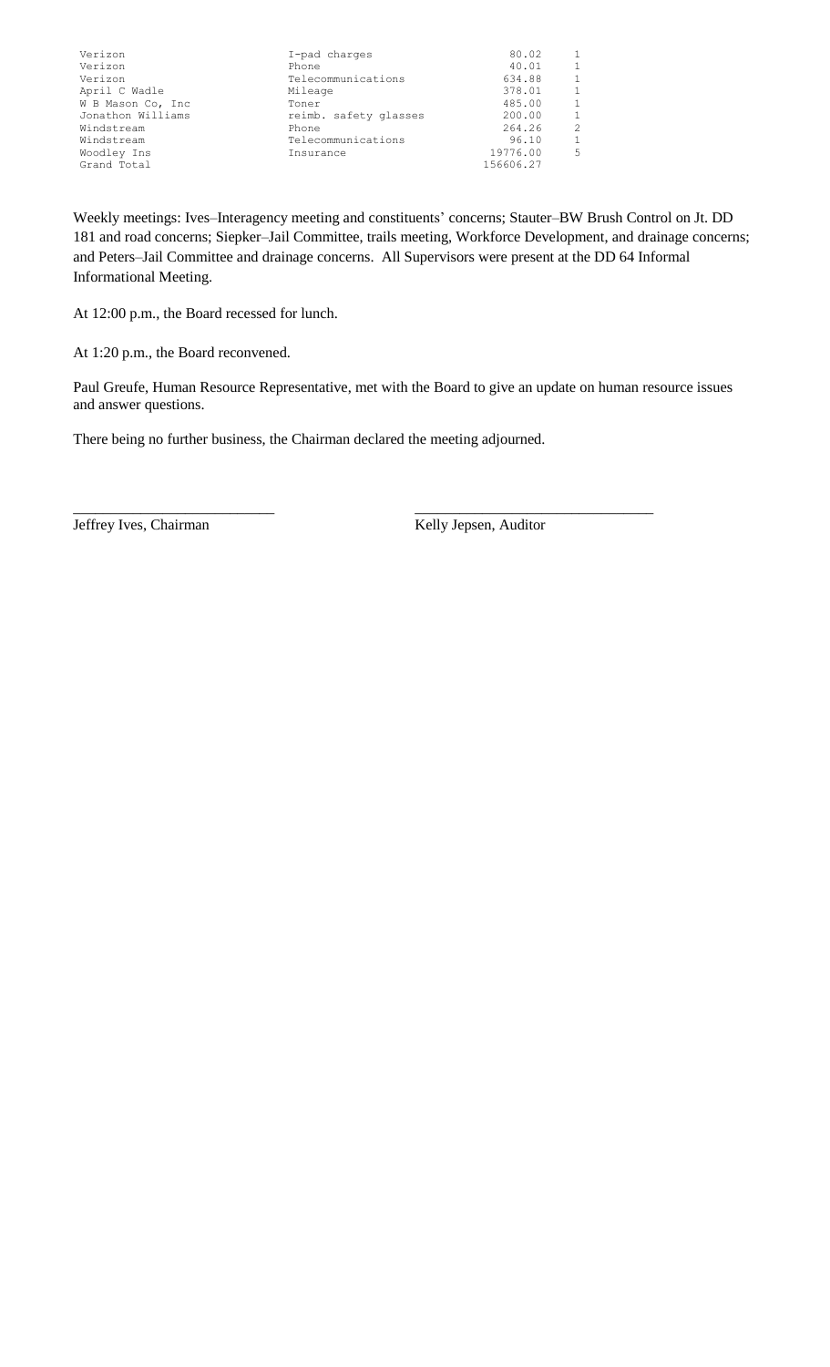| | | | |
|---|---|---|---|
| Verizon | I-pad charges | 80.02 | 1 |
| Verizon | Phone | 40.01 | 1 |
| Verizon | Telecommunications | 634.88 | 1 |
| April C Wadle | Mileage | 378.01 | 1 |
| W B Mason Co, Inc | Toner | 485.00 | 1 |
| Jonathon Williams | reimb. safety glasses | 200.00 | 1 |
| Windstream | Phone | 264.26 | 2 |
| Windstream | Telecommunications | 96.10 | 1 |
| Woodley Ins | Insurance | 19776.00 | 5 |
| Grand Total | | 156606.27 | |

Weekly meetings: Ives–Interagency meeting and constituents' concerns; Stauter–BW Brush Control on Jt. DD 181 and road concerns; Siepker–Jail Committee, trails meeting, Workforce Development, and drainage concerns; and Peters–Jail Committee and drainage concerns. All Supervisors were present at the DD 64 Informal Informational Meeting.

At 12:00 p.m., the Board recessed for lunch.

At 1:20 p.m., the Board reconvened.

Paul Greufe, Human Resource Representative, met with the Board to give an update on human resource issues and answer questions.

There being no further business, the Chairman declared the meeting adjourned.

\_\_\_\_\_\_\_\_\_\_\_\_\_\_\_\_\_\_\_\_\_\_\_\_\_\_\_ \_\_\_\_\_\_\_\_\_\_\_\_\_\_\_\_\_\_\_\_\_\_\_\_\_\_\_\_\_\_\_\_

Jeffrey Ives, Chairman

Kelly Jepsen, Auditor